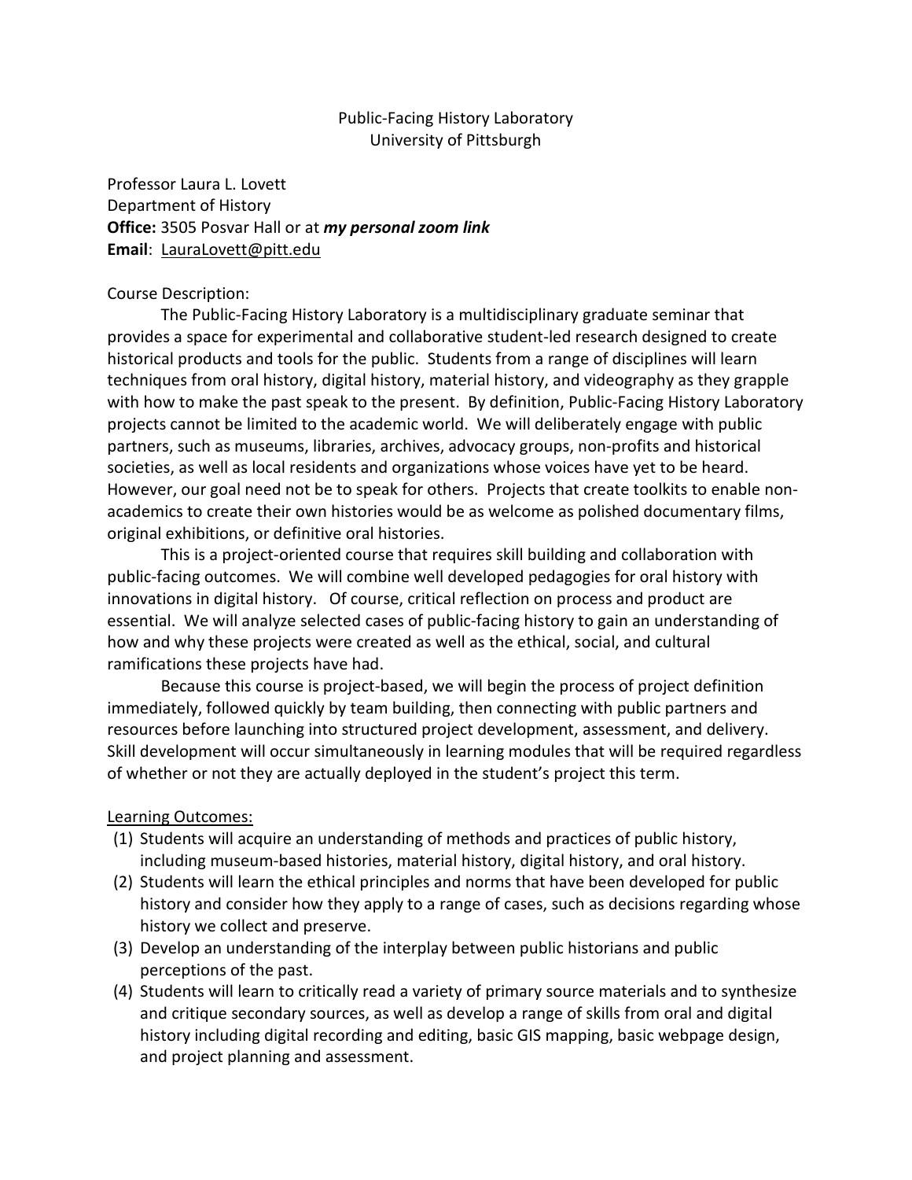# Public-Facing History Laboratory
## University of Pittsburgh

Professor Laura L. Lovett
Department of History
**Office:** 3505 Posvar Hall or at ***my personal zoom link***
**Email**: LauraLovett@pitt.edu

Course Description:

The Public-Facing History Laboratory is a multidisciplinary graduate seminar that provides a space for experimental and collaborative student-led research designed to create historical products and tools for the public. Students from a range of disciplines will learn techniques from oral history, digital history, material history, and videography as they grapple with how to make the past speak to the present. By definition, Public-Facing History Laboratory projects cannot be limited to the academic world. We will deliberately engage with public partners, such as museums, libraries, archives, advocacy groups, non-profits and historical societies, as well as local residents and organizations whose voices have yet to be heard. However, our goal need not be to speak for others. Projects that create toolkits to enable non-academics to create their own histories would be as welcome as polished documentary films, original exhibitions, or definitive oral histories.

This is a project-oriented course that requires skill building and collaboration with public-facing outcomes. We will combine well developed pedagogies for oral history with innovations in digital history. Of course, critical reflection on process and product are essential. We will analyze selected cases of public-facing history to gain an understanding of how and why these projects were created as well as the ethical, social, and cultural ramifications these projects have had.

Because this course is project-based, we will begin the process of project definition immediately, followed quickly by team building, then connecting with public partners and resources before launching into structured project development, assessment, and delivery. Skill development will occur simultaneously in learning modules that will be required regardless of whether or not they are actually deployed in the student's project this term.

Learning Outcomes:

(1) Students will acquire an understanding of methods and practices of public history, including museum-based histories, material history, digital history, and oral history.
(2) Students will learn the ethical principles and norms that have been developed for public history and consider how they apply to a range of cases, such as decisions regarding whose history we collect and preserve.
(3) Develop an understanding of the interplay between public historians and public perceptions of the past.
(4) Students will learn to critically read a variety of primary source materials and to synthesize and critique secondary sources, as well as develop a range of skills from oral and digital history including digital recording and editing, basic GIS mapping, basic webpage design, and project planning and assessment.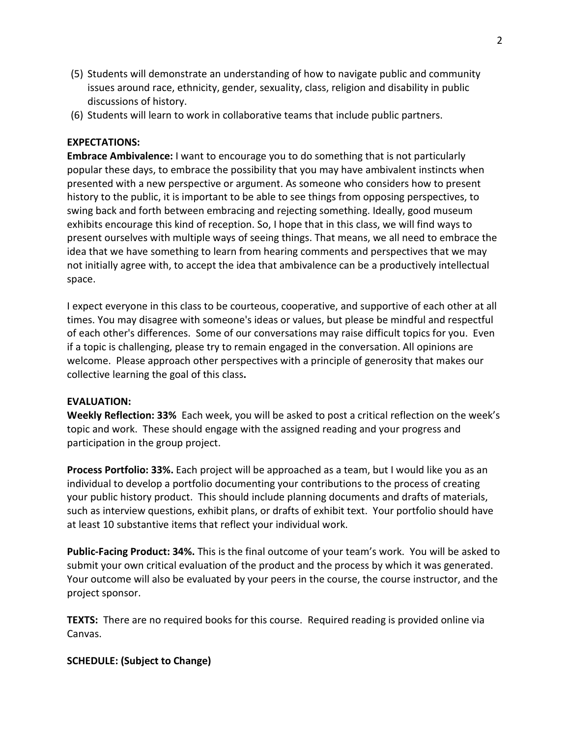(5) Students will demonstrate an understanding of how to navigate public and community issues around race, ethnicity, gender, sexuality, class, religion and disability in public discussions of history.
(6) Students will learn to work in collaborative teams that include public partners.

**EXPECTATIONS:**

**Embrace Ambivalence:** I want to encourage you to do something that is not particularly popular these days, to embrace the possibility that you may have ambivalent instincts when presented with a new perspective or argument. As someone who considers how to present history to the public, it is important to be able to see things from opposing perspectives, to swing back and forth between embracing and rejecting something. Ideally, good museum exhibits encourage this kind of reception. So, I hope that in this class, we will find ways to present ourselves with multiple ways of seeing things. That means, we all need to embrace the idea that we have something to learn from hearing comments and perspectives that we may not initially agree with, to accept the idea that ambivalence can be a productively intellectual space.

I expect everyone in this class to be courteous, cooperative, and supportive of each other at all times. You may disagree with someone's ideas or values, but please be mindful and respectful of each other's differences. Some of our conversations may raise difficult topics for you. Even if a topic is challenging, please try to remain engaged in the conversation. All opinions are welcome. Please approach other perspectives with a principle of generosity that makes our collective learning the goal of this class.

**EVALUATION:**

**Weekly Reflection: 33%** Each week, you will be asked to post a critical reflection on the week's topic and work. These should engage with the assigned reading and your progress and participation in the group project.

**Process Portfolio: 33%.** Each project will be approached as a team, but I would like you as an individual to develop a portfolio documenting your contributions to the process of creating your public history product. This should include planning documents and drafts of materials, such as interview questions, exhibit plans, or drafts of exhibit text. Your portfolio should have at least 10 substantive items that reflect your individual work.

**Public-Facing Product: 34%.** This is the final outcome of your team's work. You will be asked to submit your own critical evaluation of the product and the process by which it was generated. Your outcome will also be evaluated by your peers in the course, the course instructor, and the project sponsor.

**TEXTS:** There are no required books for this course. Required reading is provided online via Canvas.

**SCHEDULE: (Subject to Change)**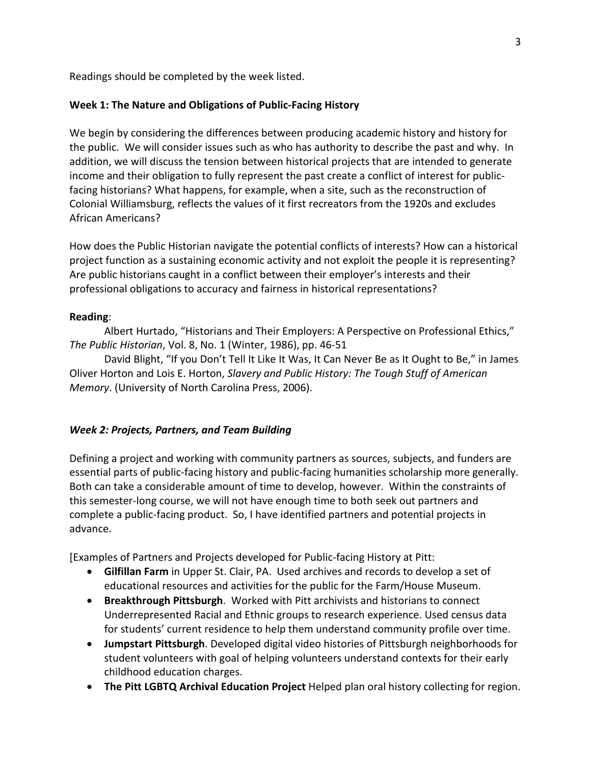Readings should be completed by the week listed.

**Week 1: The Nature and Obligations of Public-Facing History**

We begin by considering the differences between producing academic history and history for the public. We will consider issues such as who has authority to describe the past and why. In addition, we will discuss the tension between historical projects that are intended to generate income and their obligation to fully represent the past create a conflict of interest for public-facing historians? What happens, for example, when a site, such as the reconstruction of Colonial Williamsburg, reflects the values of it first recreators from the 1920s and excludes African Americans?

How does the Public Historian navigate the potential conflicts of interests? How can a historical project function as a sustaining economic activity and not exploit the people it is representing? Are public historians caught in a conflict between their employer's interests and their professional obligations to accuracy and fairness in historical representations?

**Reading**:

Albert Hurtado, "Historians and Their Employers: A Perspective on Professional Ethics," *The Public Historian*, Vol. 8, No. 1 (Winter, 1986), pp. 46-51

David Blight, "If you Don't Tell It Like It Was, It Can Never Be as It Ought to Be," in James Oliver Horton and Lois E. Horton, *Slavery and Public History: The Tough Stuff of American Memory*. (University of North Carolina Press, 2006).

***Week 2: Projects, Partners, and Team Building***

Defining a project and working with community partners as sources, subjects, and funders are essential parts of public-facing history and public-facing humanities scholarship more generally. Both can take a considerable amount of time to develop, however. Within the constraints of this semester-long course, we will not have enough time to both seek out partners and complete a public-facing product. So, I have identified partners and potential projects in advance.

[Examples of Partners and Projects developed for Public-facing History at Pitt:

- **Gilfillan Farm** in Upper St. Clair, PA. Used archives and records to develop a set of educational resources and activities for the public for the Farm/House Museum.
- **Breakthrough Pittsburgh**. Worked with Pitt archivists and historians to connect Underrepresented Racial and Ethnic groups to research experience. Used census data for students' current residence to help them understand community profile over time.
- **Jumpstart Pittsburgh**. Developed digital video histories of Pittsburgh neighborhoods for student volunteers with goal of helping volunteers understand contexts for their early childhood education charges.
- **The Pitt LGBTQ Archival Education Project** Helped plan oral history collecting for region.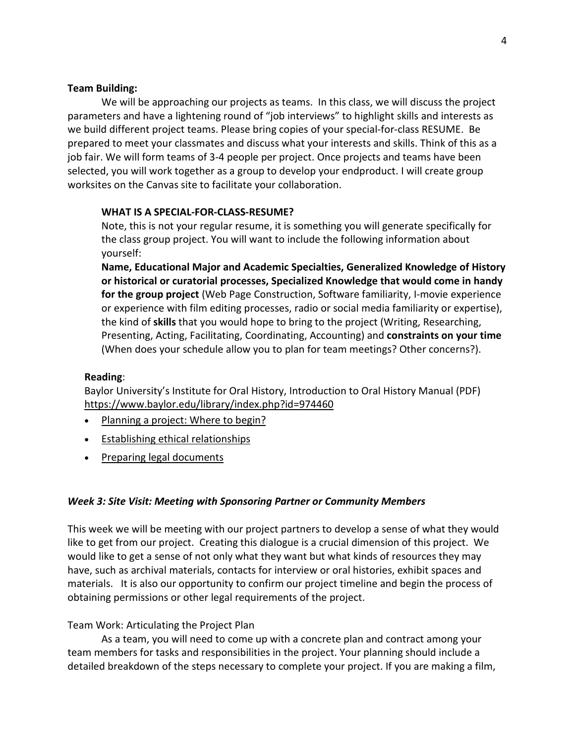**Team Building:**

We will be approaching our projects as teams. In this class, we will discuss the project parameters and have a lightening round of "job interviews" to highlight skills and interests as we build different project teams. Please bring copies of your special-for-class RESUME. Be prepared to meet your classmates and discuss what your interests and skills. Think of this as a job fair. We will form teams of 3-4 people per project. Once projects and teams have been selected, you will work together as a group to develop your endproduct. I will create group worksites on the Canvas site to facilitate your collaboration.

> **WHAT IS A SPECIAL-FOR-CLASS-RESUME?**
>
> Note, this is not your regular resume, it is something you will generate specifically for the class group project. You will want to include the following information about yourself:
>
> **Name, Educational Major and Academic Specialties, Generalized Knowledge of History or historical or curatorial processes, Specialized Knowledge that would come in handy for the group project** (Web Page Construction, Software familiarity, I-movie experience or experience with film editing processes, radio or social media familiarity or expertise), the kind of **skills** that you would hope to bring to the project (Writing, Researching, Presenting, Acting, Facilitating, Coordinating, Accounting) and **constraints on your time** (When does your schedule allow you to plan for team meetings? Other concerns?).

**Reading**:

Baylor University's Institute for Oral History, Introduction to Oral History Manual (PDF) https://www.baylor.edu/library/index.php?id=974460

- Planning a project: Where to begin?
- Establishing ethical relationships
- Preparing legal documents

***Week 3: Site Visit: Meeting with Sponsoring Partner or Community Members***

This week we will be meeting with our project partners to develop a sense of what they would like to get from our project. Creating this dialogue is a crucial dimension of this project. We would like to get a sense of not only what they want but what kinds of resources they may have, such as archival materials, contacts for interview or oral histories, exhibit spaces and materials. It is also our opportunity to confirm our project timeline and begin the process of obtaining permissions or other legal requirements of the project.

Team Work: Articulating the Project Plan

As a team, you will need to come up with a concrete plan and contract among your team members for tasks and responsibilities in the project. Your planning should include a detailed breakdown of the steps necessary to complete your project. If you are making a film,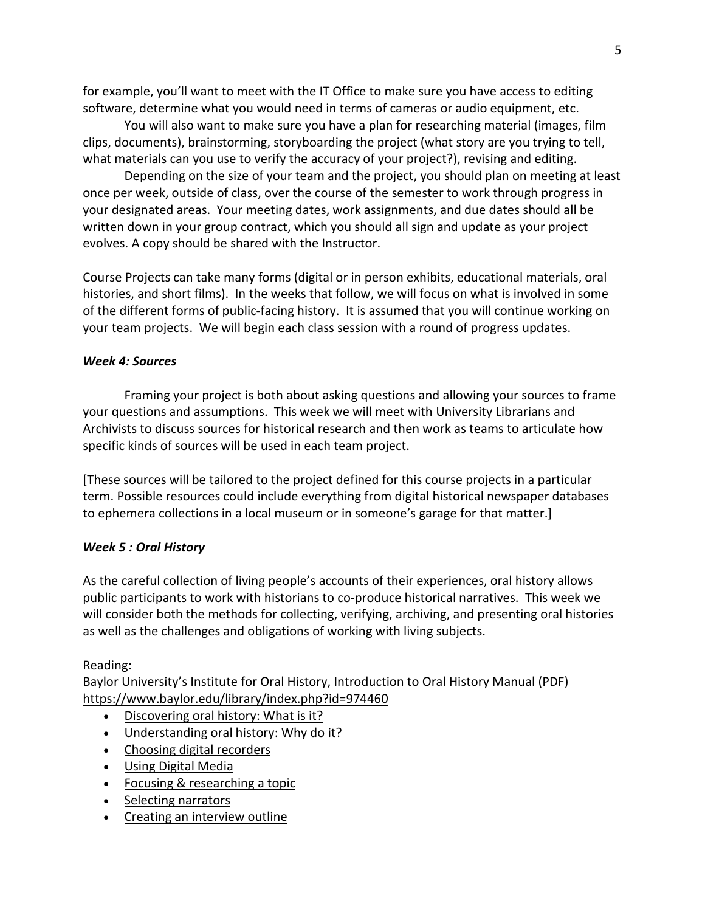for example, you'll want to meet with the IT Office to make sure you have access to editing software, determine what you would need in terms of cameras or audio equipment, etc.

You will also want to make sure you have a plan for researching material (images, film clips, documents), brainstorming, storyboarding the project (what story are you trying to tell, what materials can you use to verify the accuracy of your project?), revising and editing.

Depending on the size of your team and the project, you should plan on meeting at least once per week, outside of class, over the course of the semester to work through progress in your designated areas. Your meeting dates, work assignments, and due dates should all be written down in your group contract, which you should all sign and update as your project evolves. A copy should be shared with the Instructor.

Course Projects can take many forms (digital or in person exhibits, educational materials, oral histories, and short films). In the weeks that follow, we will focus on what is involved in some of the different forms of public-facing history. It is assumed that you will continue working on your team projects. We will begin each class session with a round of progress updates.

### *Week 4: Sources*

Framing your project is both about asking questions and allowing your sources to frame your questions and assumptions. This week we will meet with University Librarians and Archivists to discuss sources for historical research and then work as teams to articulate how specific kinds of sources will be used in each team project.

[These sources will be tailored to the project defined for this course projects in a particular term. Possible resources could include everything from digital historical newspaper databases to ephemera collections in a local museum or in someone's garage for that matter.]

### *Week 5 : Oral History*

As the careful collection of living people's accounts of their experiences, oral history allows public participants to work with historians to co-produce historical narratives. This week we will consider both the methods for collecting, verifying, archiving, and presenting oral histories as well as the challenges and obligations of working with living subjects.

Reading:
Baylor University's Institute for Oral History, Introduction to Oral History Manual (PDF) https://www.baylor.edu/library/index.php?id=974460

- Discovering oral history: What is it?
- Understanding oral history: Why do it?
- Choosing digital recorders
- Using Digital Media
- Focusing & researching a topic
- Selecting narrators
- Creating an interview outline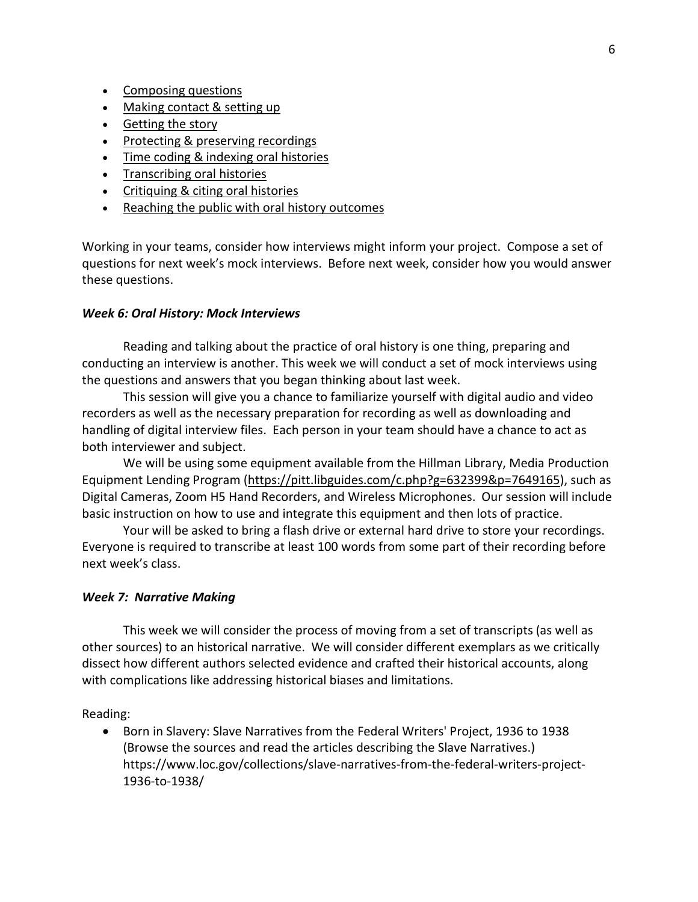- Composing questions
- Making contact & setting up
- Getting the story
- Protecting & preserving recordings
- Time coding & indexing oral histories
- Transcribing oral histories
- Critiquing & citing oral histories
- Reaching the public with oral history outcomes

Working in your teams, consider how interviews might inform your project. Compose a set of questions for next week's mock interviews. Before next week, consider how you would answer these questions.

### *Week 6: Oral History: Mock Interviews*

Reading and talking about the practice of oral history is one thing, preparing and conducting an interview is another. This week we will conduct a set of mock interviews using the questions and answers that you began thinking about last week.

This session will give you a chance to familiarize yourself with digital audio and video recorders as well as the necessary preparation for recording as well as downloading and handling of digital interview files. Each person in your team should have a chance to act as both interviewer and subject.

We will be using some equipment available from the Hillman Library, Media Production Equipment Lending Program (https://pitt.libguides.com/c.php?g=632399&p=7649165), such as Digital Cameras, Zoom H5 Hand Recorders, and Wireless Microphones. Our session will include basic instruction on how to use and integrate this equipment and then lots of practice.

Your will be asked to bring a flash drive or external hard drive to store your recordings. Everyone is required to transcribe at least 100 words from some part of their recording before next week's class.

### *Week 7: Narrative Making*

This week we will consider the process of moving from a set of transcripts (as well as other sources) to an historical narrative. We will consider different exemplars as we critically dissect how different authors selected evidence and crafted their historical accounts, along with complications like addressing historical biases and limitations.

Reading:

- Born in Slavery: Slave Narratives from the Federal Writers' Project, 1936 to 1938 (Browse the sources and read the articles describing the Slave Narratives.) https://www.loc.gov/collections/slave-narratives-from-the-federal-writers-project-1936-to-1938/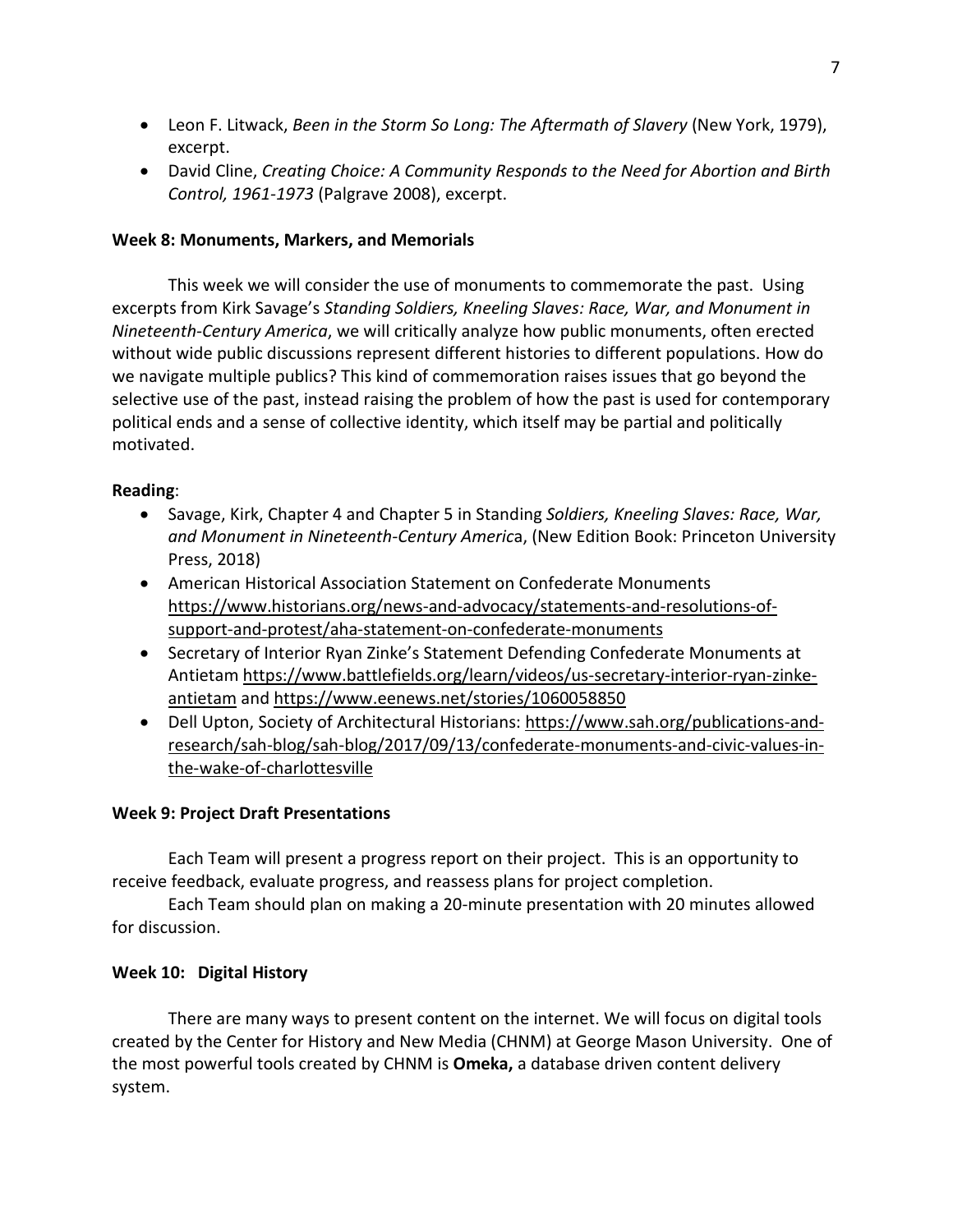- Leon F. Litwack, *Been in the Storm So Long: The Aftermath of Slavery* (New York, 1979), excerpt.
- David Cline, *Creating Choice: A Community Responds to the Need for Abortion and Birth Control, 1961-1973* (Palgrave 2008), excerpt.

**Week 8: Monuments, Markers, and Memorials**

This week we will consider the use of monuments to commemorate the past. Using excerpts from Kirk Savage's *Standing Soldiers, Kneeling Slaves: Race, War, and Monument in Nineteenth-Century America*, we will critically analyze how public monuments, often erected without wide public discussions represent different histories to different populations. How do we navigate multiple publics? This kind of commemoration raises issues that go beyond the selective use of the past, instead raising the problem of how the past is used for contemporary political ends and a sense of collective identity, which itself may be partial and politically motivated.

**Reading**:

- Savage, Kirk, Chapter 4 and Chapter 5 in Standing *Soldiers, Kneeling Slaves: Race, War, and Monument in Nineteenth-Century Americ*a, (New Edition Book: Princeton University Press, 2018)
- American Historical Association Statement on Confederate Monuments https://www.historians.org/news-and-advocacy/statements-and-resolutions-of-support-and-protest/aha-statement-on-confederate-monuments
- Secretary of Interior Ryan Zinke's Statement Defending Confederate Monuments at Antietam https://www.battlefields.org/learn/videos/us-secretary-interior-ryan-zinke-antietam and https://www.eenews.net/stories/1060058850
- Dell Upton, Society of Architectural Historians: https://www.sah.org/publications-and-research/sah-blog/sah-blog/2017/09/13/confederate-monuments-and-civic-values-in-the-wake-of-charlottesville

**Week 9: Project Draft Presentations**

Each Team will present a progress report on their project. This is an opportunity to receive feedback, evaluate progress, and reassess plans for project completion.

Each Team should plan on making a 20-minute presentation with 20 minutes allowed for discussion.

**Week 10: Digital History**

There are many ways to present content on the internet. We will focus on digital tools created by the Center for History and New Media (CHNM) at George Mason University. One of the most powerful tools created by CHNM is **Omeka,** a database driven content delivery system.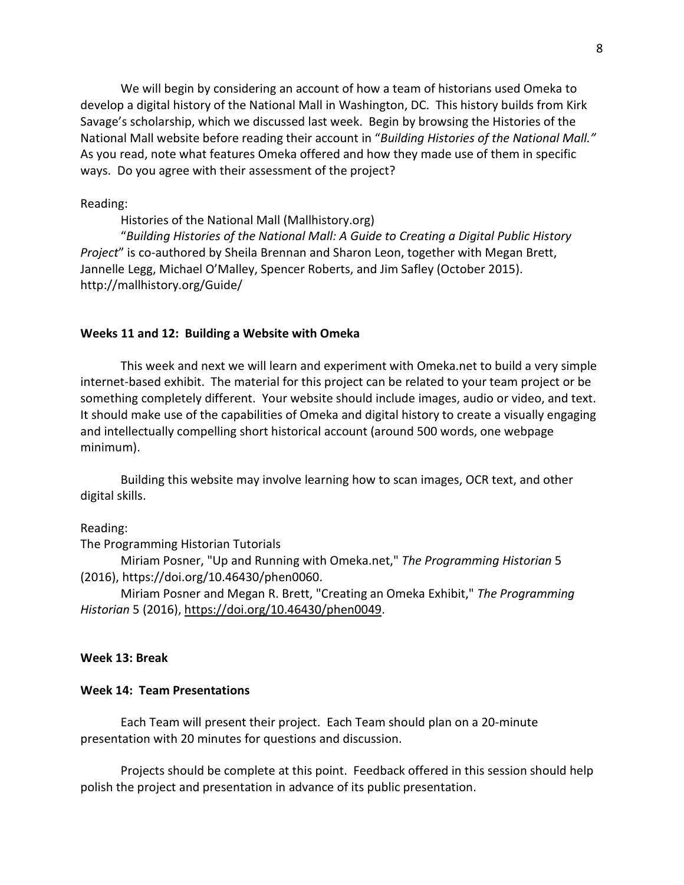We will begin by considering an account of how a team of historians used Omeka to develop a digital history of the National Mall in Washington, DC. This history builds from Kirk Savage's scholarship, which we discussed last week. Begin by browsing the Histories of the National Mall website before reading their account in "*Building Histories of the National Mall.*" As you read, note what features Omeka offered and how they made use of them in specific ways. Do you agree with their assessment of the project?

Reading:

Histories of the National Mall (Mallhistory.org)

"*Building Histories of the National Mall: A Guide to Creating a Digital Public History Project*" is co-authored by Sheila Brennan and Sharon Leon, together with Megan Brett, Jannelle Legg, Michael O'Malley, Spencer Roberts, and Jim Safley (October 2015). http://mallhistory.org/Guide/

**Weeks 11 and 12: Building a Website with Omeka**

This week and next we will learn and experiment with Omeka.net to build a very simple internet-based exhibit. The material for this project can be related to your team project or be something completely different. Your website should include images, audio or video, and text. It should make use of the capabilities of Omeka and digital history to create a visually engaging and intellectually compelling short historical account (around 500 words, one webpage minimum).

Building this website may involve learning how to scan images, OCR text, and other digital skills.

Reading:

The Programming Historian Tutorials

Miriam Posner, "Up and Running with Omeka.net," *The Programming Historian* 5 (2016), https://doi.org/10.46430/phen0060.

Miriam Posner and Megan R. Brett, "Creating an Omeka Exhibit," *The Programming Historian* 5 (2016), https://doi.org/10.46430/phen0049.

**Week 13: Break**

**Week 14: Team Presentations**

Each Team will present their project. Each Team should plan on a 20-minute presentation with 20 minutes for questions and discussion.

Projects should be complete at this point. Feedback offered in this session should help polish the project and presentation in advance of its public presentation.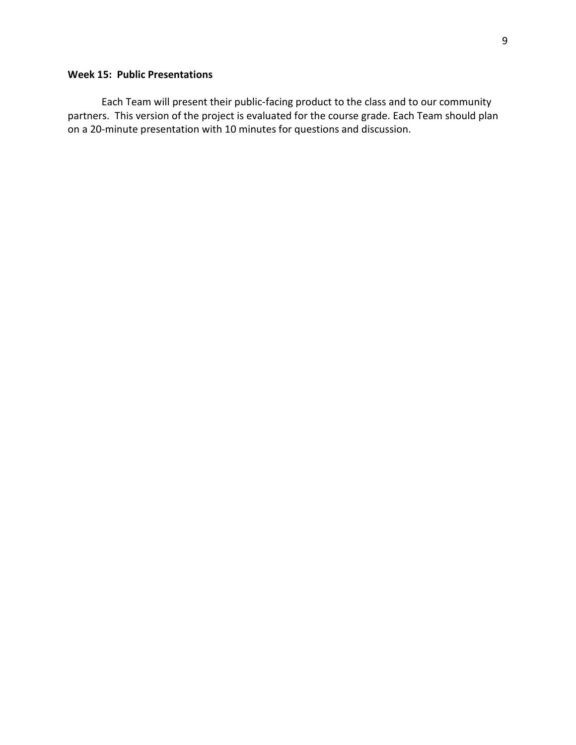**Week 15: Public Presentations**

Each Team will present their public-facing product to the class and to our community partners. This version of the project is evaluated for the course grade. Each Team should plan on a 20-minute presentation with 10 minutes for questions and discussion.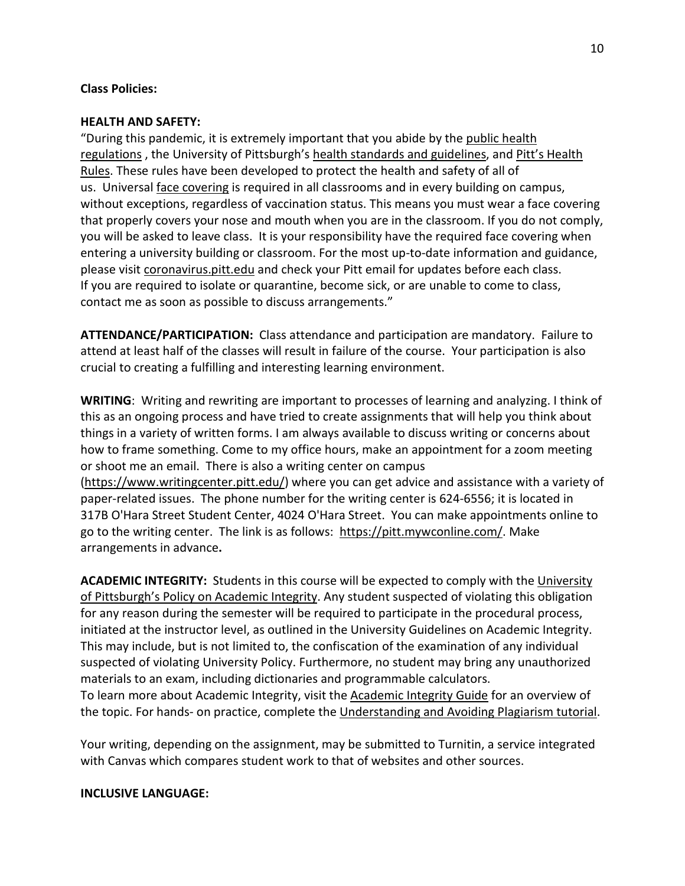**Class Policies:**

**HEALTH AND SAFETY:**

"During this pandemic, it is extremely important that you abide by the public health regulations , the University of Pittsburgh's health standards and guidelines, and Pitt's Health Rules. These rules have been developed to protect the health and safety of all of us. Universal face covering is required in all classrooms and in every building on campus, without exceptions, regardless of vaccination status. This means you must wear a face covering that properly covers your nose and mouth when you are in the classroom. If you do not comply, you will be asked to leave class. It is your responsibility have the required face covering when entering a university building or classroom. For the most up-to-date information and guidance, please visit coronavirus.pitt.edu and check your Pitt email for updates before each class. If you are required to isolate or quarantine, become sick, or are unable to come to class, contact me as soon as possible to discuss arrangements."

**ATTENDANCE/PARTICIPATION:** Class attendance and participation are mandatory. Failure to attend at least half of the classes will result in failure of the course. Your participation is also crucial to creating a fulfilling and interesting learning environment.

**WRITING**: Writing and rewriting are important to processes of learning and analyzing. I think of this as an ongoing process and have tried to create assignments that will help you think about things in a variety of written forms. I am always available to discuss writing or concerns about how to frame something. Come to my office hours, make an appointment for a zoom meeting or shoot me an email. There is also a writing center on campus (https://www.writingcenter.pitt.edu/) where you can get advice and assistance with a variety of paper-related issues. The phone number for the writing center is 624-6556; it is located in 317B O'Hara Street Student Center, 4024 O'Hara Street. You can make appointments online to go to the writing center. The link is as follows: https://pitt.mywconline.com/. Make arrangements in advance**.**

**ACADEMIC INTEGRITY:** Students in this course will be expected to comply with the University of Pittsburgh's Policy on Academic Integrity. Any student suspected of violating this obligation for any reason during the semester will be required to participate in the procedural process, initiated at the instructor level, as outlined in the University Guidelines on Academic Integrity. This may include, but is not limited to, the confiscation of the examination of any individual suspected of violating University Policy. Furthermore, no student may bring any unauthorized materials to an exam, including dictionaries and programmable calculators.
To learn more about Academic Integrity, visit the Academic Integrity Guide for an overview of the topic. For hands- on practice, complete the Understanding and Avoiding Plagiarism tutorial.

Your writing, depending on the assignment, may be submitted to Turnitin, a service integrated with Canvas which compares student work to that of websites and other sources.

**INCLUSIVE LANGUAGE:**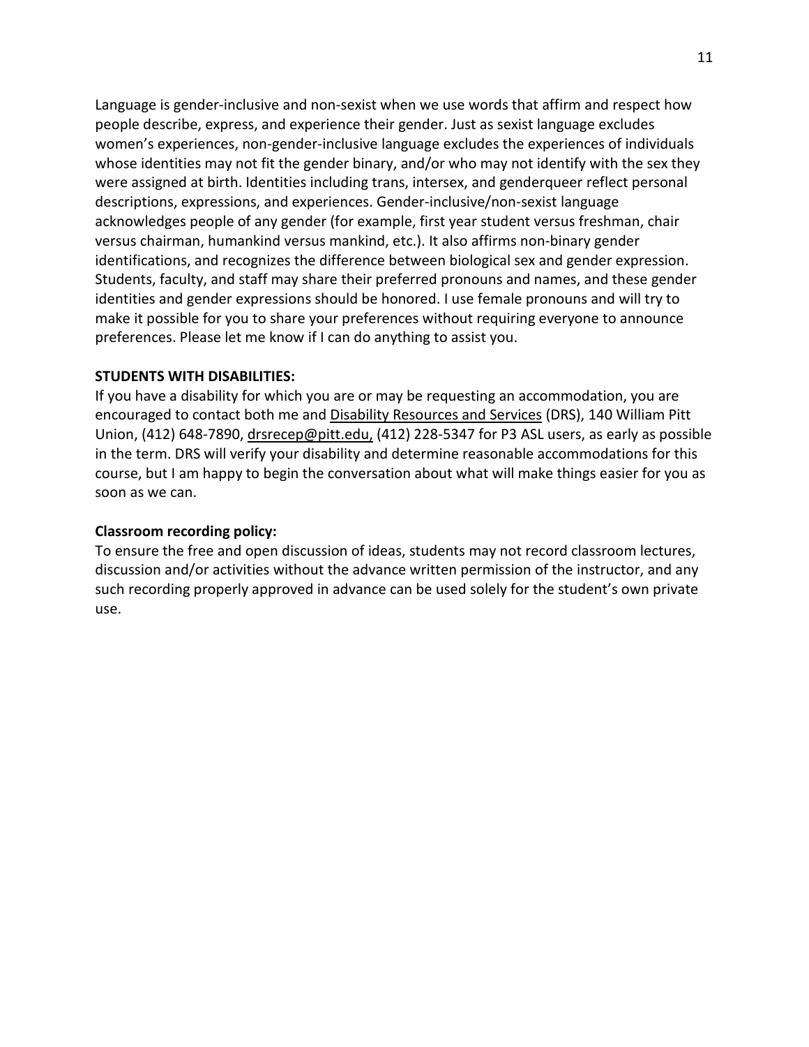Language is gender-inclusive and non-sexist when we use words that affirm and respect how people describe, express, and experience their gender. Just as sexist language excludes women's experiences, non-gender-inclusive language excludes the experiences of individuals whose identities may not fit the gender binary, and/or who may not identify with the sex they were assigned at birth. Identities including trans, intersex, and genderqueer reflect personal descriptions, expressions, and experiences. Gender-inclusive/non-sexist language acknowledges people of any gender (for example, first year student versus freshman, chair versus chairman, humankind versus mankind, etc.). It also affirms non-binary gender identifications, and recognizes the difference between biological sex and gender expression. Students, faculty, and staff may share their preferred pronouns and names, and these gender identities and gender expressions should be honored. I use female pronouns and will try to make it possible for you to share your preferences without requiring everyone to announce preferences. Please let me know if I can do anything to assist you.

**STUDENTS WITH DISABILITIES:**

If you have a disability for which you are or may be requesting an accommodation, you are encouraged to contact both me and Disability Resources and Services (DRS), 140 William Pitt Union, (412) 648-7890, drsrecep@pitt.edu, (412) 228-5347 for P3 ASL users, as early as possible in the term. DRS will verify your disability and determine reasonable accommodations for this course, but I am happy to begin the conversation about what will make things easier for you as soon as we can.

**Classroom recording policy:**

To ensure the free and open discussion of ideas, students may not record classroom lectures, discussion and/or activities without the advance written permission of the instructor, and any such recording properly approved in advance can be used solely for the student's own private use.